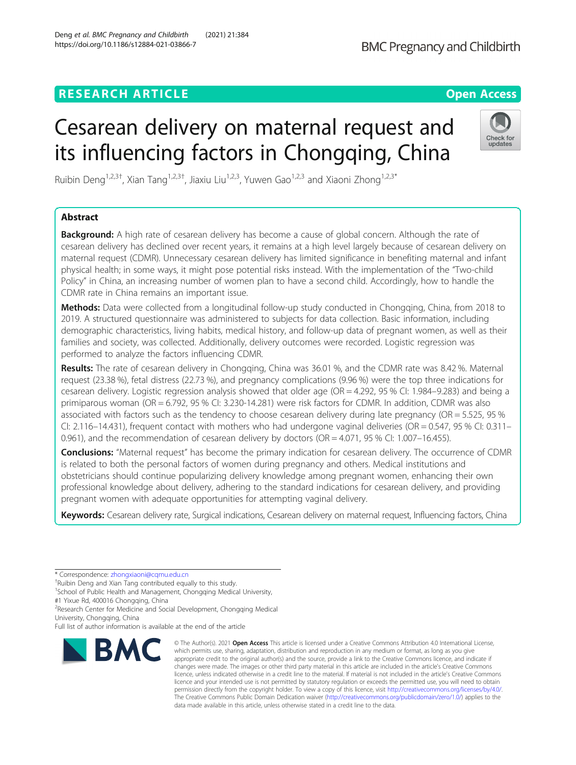RESEARCH ARTICLE

Open Access

# Cesarean delivery on maternal request and its influencing factors in Chongqing, China

Ruibin Deng[1,2,3†], Xian Tang[1,2,3†], Jiaxiu Liu[1,2,3], Yuwen Gao[1,2,3] and Xiaoni Zhong[1,2,3*]

## Abstract

**Background:** A high rate of cesarean delivery has become a cause of global concern. Although the rate of cesarean delivery has declined over recent years, it remains at a high level largely because of cesarean delivery on maternal request (CDMR). Unnecessary cesarean delivery has limited significance in benefiting maternal and infant physical health; in some ways, it might pose potential risks instead. With the implementation of the "Two-child Policy" in China, an increasing number of women plan to have a second child. Accordingly, how to handle the CDMR rate in China remains an important issue.

**Methods:** Data were collected from a longitudinal follow-up study conducted in Chongqing, China, from 2018 to 2019. A structured questionnaire was administered to subjects for data collection. Basic information, including demographic characteristics, living habits, medical history, and follow-up data of pregnant women, as well as their families and society, was collected. Additionally, delivery outcomes were recorded. Logistic regression was performed to analyze the factors influencing CDMR.

**Results:** The rate of cesarean delivery in Chongqing, China was 36.01 %, and the CDMR rate was 8.42 %. Maternal request (23.38 %), fetal distress (22.73 %), and pregnancy complications (9.96 %) were the top three indications for cesarean delivery. Logistic regression analysis showed that older age (OR = 4.292, 95 % CI: 1.984–9.283) and being a primiparous woman (OR = 6.792, 95 % CI: 3.230-14.281) were risk factors for CDMR. In addition, CDMR was also associated with factors such as the tendency to choose cesarean delivery during late pregnancy (OR = 5.525, 95 % CI: 2.116–14.431), frequent contact with mothers who had undergone vaginal deliveries (OR = 0.547, 95 % CI: 0.311–0.961), and the recommendation of cesarean delivery by doctors (OR = 4.071, 95 % CI: 1.007–16.455).

**Conclusions:** "Maternal request" has become the primary indication for cesarean delivery. The occurrence of CDMR is related to both the personal factors of women during pregnancy and others. Medical institutions and obstetricians should continue popularizing delivery knowledge among pregnant women, enhancing their own professional knowledge about delivery, adhering to the standard indications for cesarean delivery, and providing pregnant women with adequate opportunities for attempting vaginal delivery.

**Keywords:** Cesarean delivery rate, Surgical indications, Cesarean delivery on maternal request, Influencing factors, China

---

\* Correspondence: zhongxiaoni@cqmu.edu.cn
†Ruibin Deng and Xian Tang contributed equally to this study.
[1]School of Public Health and Management, Chongqing Medical University, #1 Yixue Rd, 400016 Chongqing, China
[2]Research Center for Medicine and Social Development, Chongqing Medical University, Chongqing, China
Full list of author information is available at the end of the article

© The Author(s). 2021 **Open Access** This article is licensed under a Creative Commons Attribution 4.0 International License, which permits use, sharing, adaptation, distribution and reproduction in any medium or format, as long as you give appropriate credit to the original author(s) and the source, provide a link to the Creative Commons licence, and indicate if changes were made. The images or other third party material in this article are included in the article's Creative Commons licence, unless indicated otherwise in a credit line to the material. If material is not included in the article's Creative Commons licence and your intended use is not permitted by statutory regulation or exceeds the permitted use, you will need to obtain permission directly from the copyright holder. To view a copy of this licence, visit http://creativecommons.org/licenses/by/4.0/. The Creative Commons Public Domain Dedication waiver (http://creativecommons.org/publicdomain/zero/1.0/) applies to the data made available in this article, unless otherwise stated in a credit line to the data.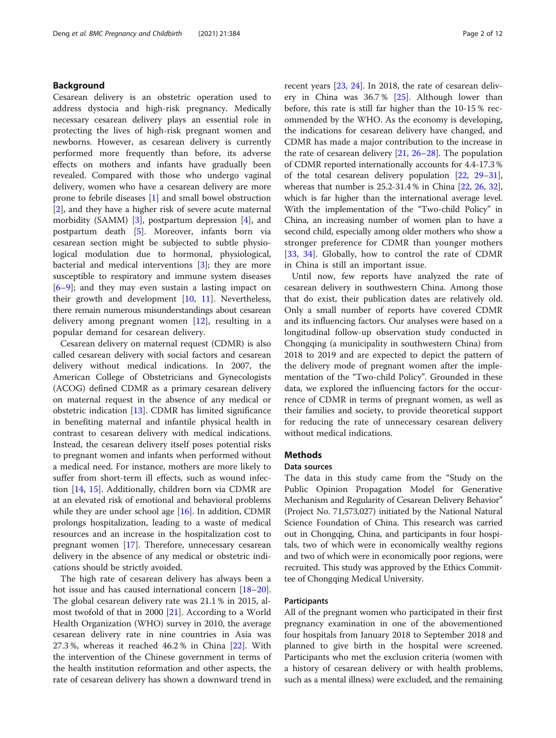## Background

Cesarean delivery is an obstetric operation used to address dystocia and high-risk pregnancy. Medically necessary cesarean delivery plays an essential role in protecting the lives of high-risk pregnant women and newborns. However, as cesarean delivery is currently performed more frequently than before, its adverse effects on mothers and infants have gradually been revealed. Compared with those who undergo vaginal delivery, women who have a cesarean delivery are more prone to febrile diseases [1] and small bowel obstruction [2], and they have a higher risk of severe acute maternal morbidity (SAMM) [3], postpartum depression [4], and postpartum death [5]. Moreover, infants born via cesarean section might be subjected to subtle physiological modulation due to hormonal, physiological, bacterial and medical interventions [3]; they are more susceptible to respiratory and immune system diseases [6–9]; and they may even sustain a lasting impact on their growth and development [10, 11]. Nevertheless, there remain numerous misunderstandings about cesarean delivery among pregnant women [12], resulting in a popular demand for cesarean delivery.

Cesarean delivery on maternal request (CDMR) is also called cesarean delivery with social factors and cesarean delivery without medical indications. In 2007, the American College of Obstetricians and Gynecologists (ACOG) defined CDMR as a primary cesarean delivery on maternal request in the absence of any medical or obstetric indication [13]. CDMR has limited significance in benefiting maternal and infantile physical health in contrast to cesarean delivery with medical indications. Instead, the cesarean delivery itself poses potential risks to pregnant women and infants when performed without a medical need. For instance, mothers are more likely to suffer from short-term ill effects, such as wound infection [14, 15]. Additionally, children born via CDMR are at an elevated risk of emotional and behavioral problems while they are under school age [16]. In addition, CDMR prolongs hospitalization, leading to a waste of medical resources and an increase in the hospitalization cost to pregnant women [17]. Therefore, unnecessary cesarean delivery in the absence of any medical or obstetric indications should be strictly avoided.

The high rate of cesarean delivery has always been a hot issue and has caused international concern [18–20]. The global cesarean delivery rate was 21.1 % in 2015, almost twofold of that in 2000 [21]. According to a World Health Organization (WHO) survey in 2010, the average cesarean delivery rate in nine countries in Asia was 27.3 %, whereas it reached 46.2 % in China [22]. With the intervention of the Chinese government in terms of the health institution reformation and other aspects, the rate of cesarean delivery has shown a downward trend in recent years [23, 24]. In 2018, the rate of cesarean delivery in China was 36.7 % [25]. Although lower than before, this rate is still far higher than the 10-15 % recommended by the WHO. As the economy is developing, the indications for cesarean delivery have changed, and CDMR has made a major contribution to the increase in the rate of cesarean delivery [21, 26–28]. The population of CDMR reported internationally accounts for 4.4-17.3 % of the total cesarean delivery population [22, 29–31], whereas that number is 25.2-31.4 % in China [22, 26, 32], which is far higher than the international average level. With the implementation of the "Two-child Policy" in China, an increasing number of women plan to have a second child, especially among older mothers who show a stronger preference for CDMR than younger mothers [33, 34]. Globally, how to control the rate of CDMR in China is still an important issue.

Until now, few reports have analyzed the rate of cesarean delivery in southwestern China. Among those that do exist, their publication dates are relatively old. Only a small number of reports have covered CDMR and its influencing factors. Our analyses were based on a longitudinal follow-up observation study conducted in Chongqing (a municipality in southwestern China) from 2018 to 2019 and are expected to depict the pattern of the delivery mode of pregnant women after the implementation of the "Two-child Policy". Grounded in these data, we explored the influencing factors for the occurrence of CDMR in terms of pregnant women, as well as their families and society, to provide theoretical support for reducing the rate of unnecessary cesarean delivery without medical indications.

## Methods

### Data sources

The data in this study came from the "Study on the Public Opinion Propagation Model for Generative Mechanism and Regularity of Cesarean Delivery Behavior" (Project No. 71,573,027) initiated by the National Natural Science Foundation of China. This research was carried out in Chongqing, China, and participants in four hospitals, two of which were in economically wealthy regions and two of which were in economically poor regions, were recruited. This study was approved by the Ethics Committee of Chongqing Medical University.

### Participants

All of the pregnant women who participated in their first pregnancy examination in one of the abovementioned four hospitals from January 2018 to September 2018 and planned to give birth in the hospital were screened. Participants who met the exclusion criteria (women with a history of cesarean delivery or with health problems, such as a mental illness) were excluded, and the remaining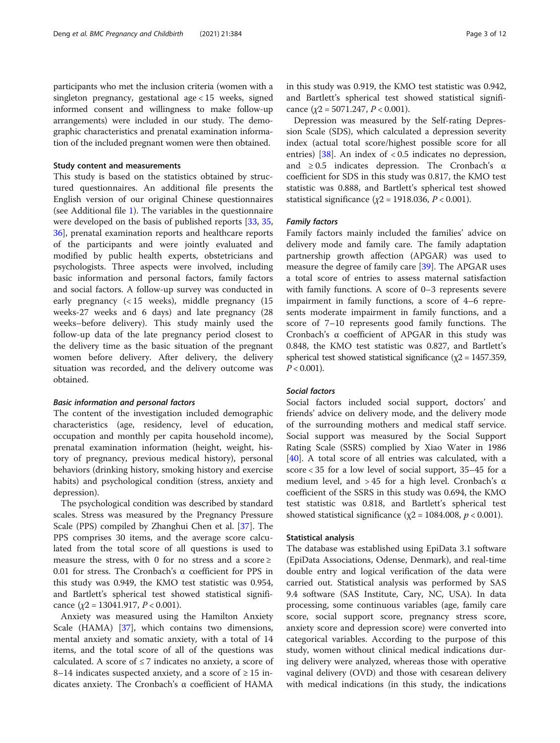participants who met the inclusion criteria (women with a singleton pregnancy, gestational age < 15 weeks, signed informed consent and willingness to make follow-up arrangements) were included in our study. The demographic characteristics and prenatal examination information of the included pregnant women were then obtained.

### Study content and measurements

This study is based on the statistics obtained by structured questionnaires. An additional file presents the English version of our original Chinese questionnaires (see Additional file 1). The variables in the questionnaire were developed on the basis of published reports [33, 35, 36], prenatal examination reports and healthcare reports of the participants and were jointly evaluated and modified by public health experts, obstetricians and psychologists. Three aspects were involved, including basic information and personal factors, family factors and social factors. A follow-up survey was conducted in early pregnancy (< 15 weeks), middle pregnancy (15 weeks-27 weeks and 6 days) and late pregnancy (28 weeks–before delivery). This study mainly used the follow-up data of the late pregnancy period closest to the delivery time as the basic situation of the pregnant women before delivery. After delivery, the delivery situation was recorded, and the delivery outcome was obtained.

#### *Basic information and personal factors*

The content of the investigation included demographic characteristics (age, residency, level of education, occupation and monthly per capita household income), prenatal examination information (height, weight, history of pregnancy, previous medical history), personal behaviors (drinking history, smoking history and exercise habits) and psychological condition (stress, anxiety and depression).

The psychological condition was described by standard scales. Stress was measured by the Pregnancy Pressure Scale (PPS) compiled by Zhanghui Chen et al. [37]. The PPS comprises 30 items, and the average score calculated from the total score of all questions is used to measure the stress, with 0 for no stress and a score ≥ 0.01 for stress. The Cronbach's α coefficient for PPS in this study was 0.949, the KMO test statistic was 0.954, and Bartlett's spherical test showed statistical significance ($\chi 2 = 13041.917$, $P < 0.001$).

Anxiety was measured using the Hamilton Anxiety Scale (HAMA) [37], which contains two dimensions, mental anxiety and somatic anxiety, with a total of 14 items, and the total score of all of the questions was calculated. A score of ≤ 7 indicates no anxiety, a score of 8–14 indicates suspected anxiety, and a score of ≥ 15 indicates anxiety. The Cronbach's α coefficient of HAMA in this study was 0.919, the KMO test statistic was 0.942, and Bartlett's spherical test showed statistical significance ($\chi 2 = 5071.247$, $P < 0.001$).

Depression was measured by the Self-rating Depression Scale (SDS), which calculated a depression severity index (actual total score/highest possible score for all entries) [38]. An index of < 0.5 indicates no depression, and ≥ 0.5 indicates depression. The Cronbach's α coefficient for SDS in this study was 0.817, the KMO test statistic was 0.888, and Bartlett's spherical test showed statistical significance ($\chi 2 = 1918.036$, $P < 0.001$).

#### *Family factors*

Family factors mainly included the families' advice on delivery mode and family care. The family adaptation partnership growth affection (APGAR) was used to measure the degree of family care [39]. The APGAR uses a total score of entries to assess maternal satisfaction with family functions. A score of 0–3 represents severe impairment in family functions, a score of 4–6 represents moderate impairment in family functions, and a score of 7–10 represents good family functions. The Cronbach's α coefficient of APGAR in this study was 0.848, the KMO test statistic was 0.827, and Bartlett's spherical test showed statistical significance ($\chi 2 = 1457.359$, $P < 0.001$).

#### *Social factors*

Social factors included social support, doctors' and friends' advice on delivery mode, and the delivery mode of the surrounding mothers and medical staff service. Social support was measured by the Social Support Rating Scale (SSRS) complied by Xiao Water in 1986 [40]. A total score of all entries was calculated, with a score < 35 for a low level of social support, 35–45 for a medium level, and > 45 for a high level. Cronbach's α coefficient of the SSRS in this study was 0.694, the KMO test statistic was 0.818, and Bartlett's spherical test showed statistical significance ($\chi 2 = 1084.008$, $p < 0.001$).

### Statistical analysis

The database was established using EpiData 3.1 software (EpiData Associations, Odense, Denmark), and real-time double entry and logical verification of the data were carried out. Statistical analysis was performed by SAS 9.4 software (SAS Institute, Cary, NC, USA). In data processing, some continuous variables (age, family care score, social support score, pregnancy stress score, anxiety score and depression score) were converted into categorical variables. According to the purpose of this study, women without clinical medical indications during delivery were analyzed, whereas those with operative vaginal delivery (OVD) and those with cesarean delivery with medical indications (in this study, the indications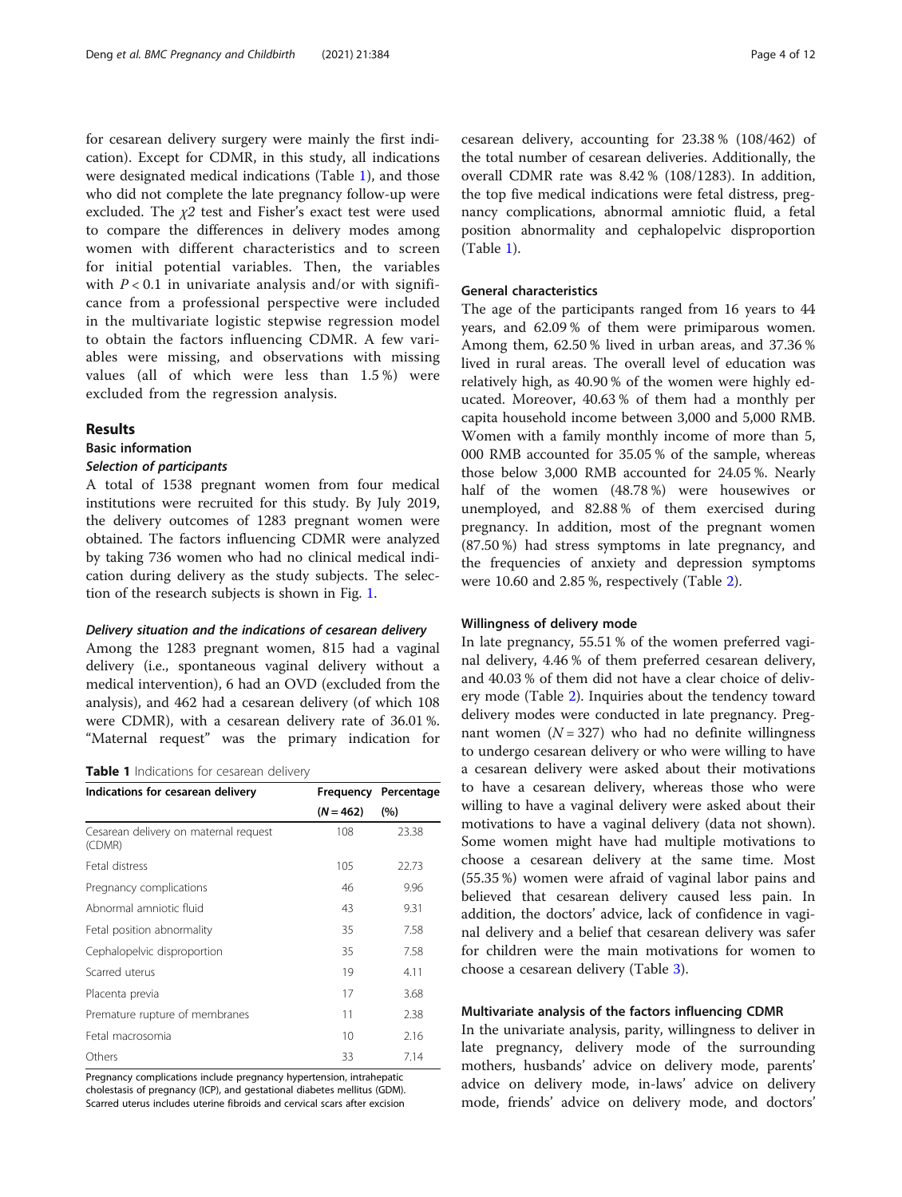for cesarean delivery surgery were mainly the first indication). Except for CDMR, in this study, all indications were designated medical indications (Table 1), and those who did not complete the late pregnancy follow-up were excluded. The $\chi 2$ test and Fisher's exact test were used to compare the differences in delivery modes among women with different characteristics and to screen for initial potential variables. Then, the variables with $P < 0.1$ in univariate analysis and/or with significance from a professional perspective were included in the multivariate logistic stepwise regression model to obtain the factors influencing CDMR. A few variables were missing, and observations with missing values (all of which were less than 1.5 %) were excluded from the regression analysis.

## Results

### Basic information

#### *Selection of participants*

A total of 1538 pregnant women from four medical institutions were recruited for this study. By July 2019, the delivery outcomes of 1283 pregnant women were obtained. The factors influencing CDMR were analyzed by taking 736 women who had no clinical medical indication during delivery as the study subjects. The selection of the research subjects is shown in Fig. 1.

#### *Delivery situation and the indications of cesarean delivery*

Among the 1283 pregnant women, 815 had a vaginal delivery (i.e., spontaneous vaginal delivery without a medical intervention), 6 had an OVD (excluded from the analysis), and 462 had a cesarean delivery (of which 108 were CDMR), with a cesarean delivery rate of 36.01 %. "Maternal request" was the primary indication for cesarean delivery, accounting for 23.38 % (108/462) of the total number of cesarean deliveries. Additionally, the overall CDMR rate was 8.42 % (108/1283). In addition, the top five medical indications were fetal distress, pregnancy complications, abnormal amniotic fluid, a fetal position abnormality and cephalopelvic disproportion (Table 1).

**Table 1** Indications for cesarean delivery

| Indications for cesarean delivery | Frequency ($N = 462$) | Percentage (%) |
|---|---|---|
| Cesarean delivery on maternal request (CDMR) | 108 | 23.38 |
| Fetal distress | 105 | 22.73 |
| Pregnancy complications | 46 | 9.96 |
| Abnormal amniotic fluid | 43 | 9.31 |
| Fetal position abnormality | 35 | 7.58 |
| Cephalopelvic disproportion | 35 | 7.58 |
| Scarred uterus | 19 | 4.11 |
| Placenta previa | 17 | 3.68 |
| Premature rupture of membranes | 11 | 2.38 |
| Fetal macrosomia | 10 | 2.16 |
| Others | 33 | 7.14 |

Pregnancy complications include pregnancy hypertension, intrahepatic cholestasis of pregnancy (ICP), and gestational diabetes mellitus (GDM). Scarred uterus includes uterine fibroids and cervical scars after excision

### General characteristics

The age of the participants ranged from 16 years to 44 years, and 62.09 % of them were primiparous women. Among them, 62.50 % lived in urban areas, and 37.36 % lived in rural areas. The overall level of education was relatively high, as 40.90 % of the women were highly educated. Moreover, 40.63 % of them had a monthly per capita household income between 3,000 and 5,000 RMB. Women with a family monthly income of more than 5, 000 RMB accounted for 35.05 % of the sample, whereas those below 3,000 RMB accounted for 24.05 %. Nearly half of the women (48.78 %) were housewives or unemployed, and 82.88 % of them exercised during pregnancy. In addition, most of the pregnant women (87.50 %) had stress symptoms in late pregnancy, and the frequencies of anxiety and depression symptoms were 10.60 and 2.85 %, respectively (Table 2).

### Willingness of delivery mode

In late pregnancy, 55.51 % of the women preferred vaginal delivery, 4.46 % of them preferred cesarean delivery, and 40.03 % of them did not have a clear choice of delivery mode (Table 2). Inquiries about the tendency toward delivery modes were conducted in late pregnancy. Pregnant women ($N = 327$) who had no definite willingness to undergo cesarean delivery or who were willing to have a cesarean delivery were asked about their motivations to have a cesarean delivery, whereas those who were willing to have a vaginal delivery were asked about their motivations to have a vaginal delivery (data not shown). Some women might have had multiple motivations to choose a cesarean delivery at the same time. Most (55.35 %) women were afraid of vaginal labor pains and believed that cesarean delivery caused less pain. In addition, the doctors' advice, lack of confidence in vaginal delivery and a belief that cesarean delivery was safer for children were the main motivations for women to choose a cesarean delivery (Table 3).

### Multivariate analysis of the factors influencing CDMR

In the univariate analysis, parity, willingness to deliver in late pregnancy, delivery mode of the surrounding mothers, husbands' advice on delivery mode, parents' advice on delivery mode, in-laws' advice on delivery mode, friends' advice on delivery mode, and doctors'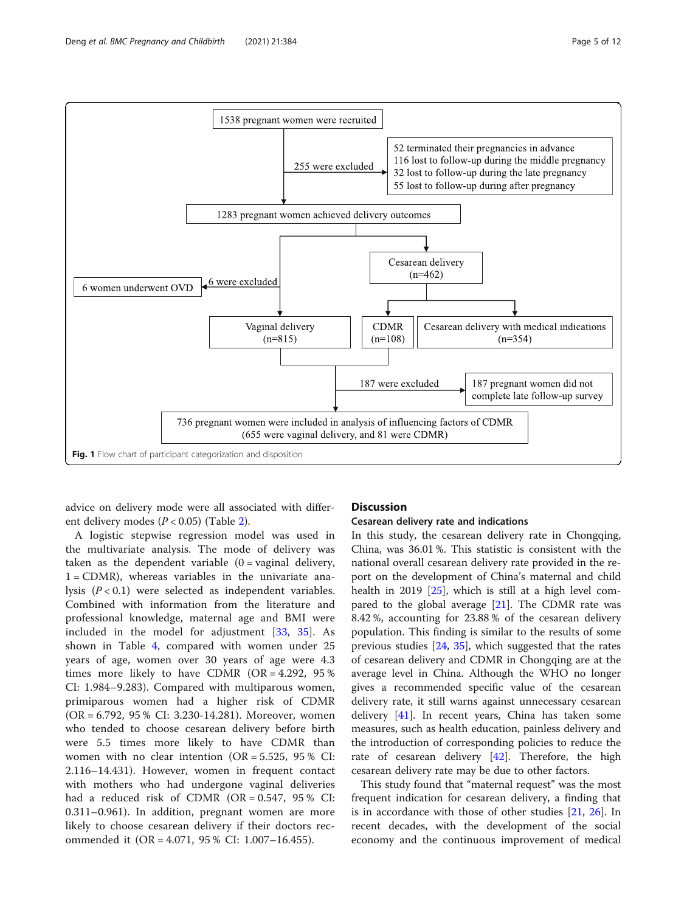1538 pregnant women were recruited

255 were excluded

52 terminated their pregnancies in advance
116 lost to follow-up during the middle pregnancy
32 lost to follow-up during the late pregnancy
55 lost to follow-up during after pregnancy

1283 pregnant women achieved delivery outcomes

6 were excluded: 6 women underwent OVD

Cesarean delivery (n=462)

Vaginal delivery (n=815)

CDMR (n=108)

Cesarean delivery with medical indications (n=354)

187 were excluded: 187 pregnant women did not complete late follow-up survey

736 pregnant women were included in analysis of influencing factors of CDMR (655 were vaginal delivery, and 81 were CDMR)

**Fig. 1** Flow chart of participant categorization and disposition

advice on delivery mode were all associated with different delivery modes ($P < 0.05$) (Table 2).

A logistic stepwise regression model was used in the multivariate analysis. The mode of delivery was taken as the dependent variable (0 = vaginal delivery, 1 = CDMR), whereas variables in the univariate analysis ($P < 0.1$) were selected as independent variables. Combined with information from the literature and professional knowledge, maternal age and BMI were included in the model for adjustment [33, 35]. As shown in Table 4, compared with women under 25 years of age, women over 30 years of age were 4.3 times more likely to have CDMR (OR = 4.292, 95 % CI: 1.984–9.283). Compared with multiparous women, primiparous women had a higher risk of CDMR (OR = 6.792, 95 % CI: 3.230-14.281). Moreover, women who tended to choose cesarean delivery before birth were 5.5 times more likely to have CDMR than women with no clear intention (OR = 5.525, 95 % CI: 2.116–14.431). However, women in frequent contact with mothers who had undergone vaginal deliveries had a reduced risk of CDMR (OR = 0.547, 95 % CI: 0.311–0.961). In addition, pregnant women are more likely to choose cesarean delivery if their doctors recommended it (OR = 4.071, 95 % CI: 1.007–16.455).

## Discussion

### Cesarean delivery rate and indications

In this study, the cesarean delivery rate in Chongqing, China, was 36.01 %. This statistic is consistent with the national overall cesarean delivery rate provided in the report on the development of China's maternal and child health in 2019 [25], which is still at a high level compared to the global average [21]. The CDMR rate was 8.42 %, accounting for 23.88 % of the cesarean delivery population. This finding is similar to the results of some previous studies [24, 35], which suggested that the rates of cesarean delivery and CDMR in Chongqing are at the average level in China. Although the WHO no longer gives a recommended specific value of the cesarean delivery rate, it still warns against unnecessary cesarean delivery [41]. In recent years, China has taken some measures, such as health education, painless delivery and the introduction of corresponding policies to reduce the rate of cesarean delivery [42]. Therefore, the high cesarean delivery rate may be due to other factors.

This study found that "maternal request" was the most frequent indication for cesarean delivery, a finding that is in accordance with those of other studies [21, 26]. In recent decades, with the development of the social economy and the continuous improvement of medical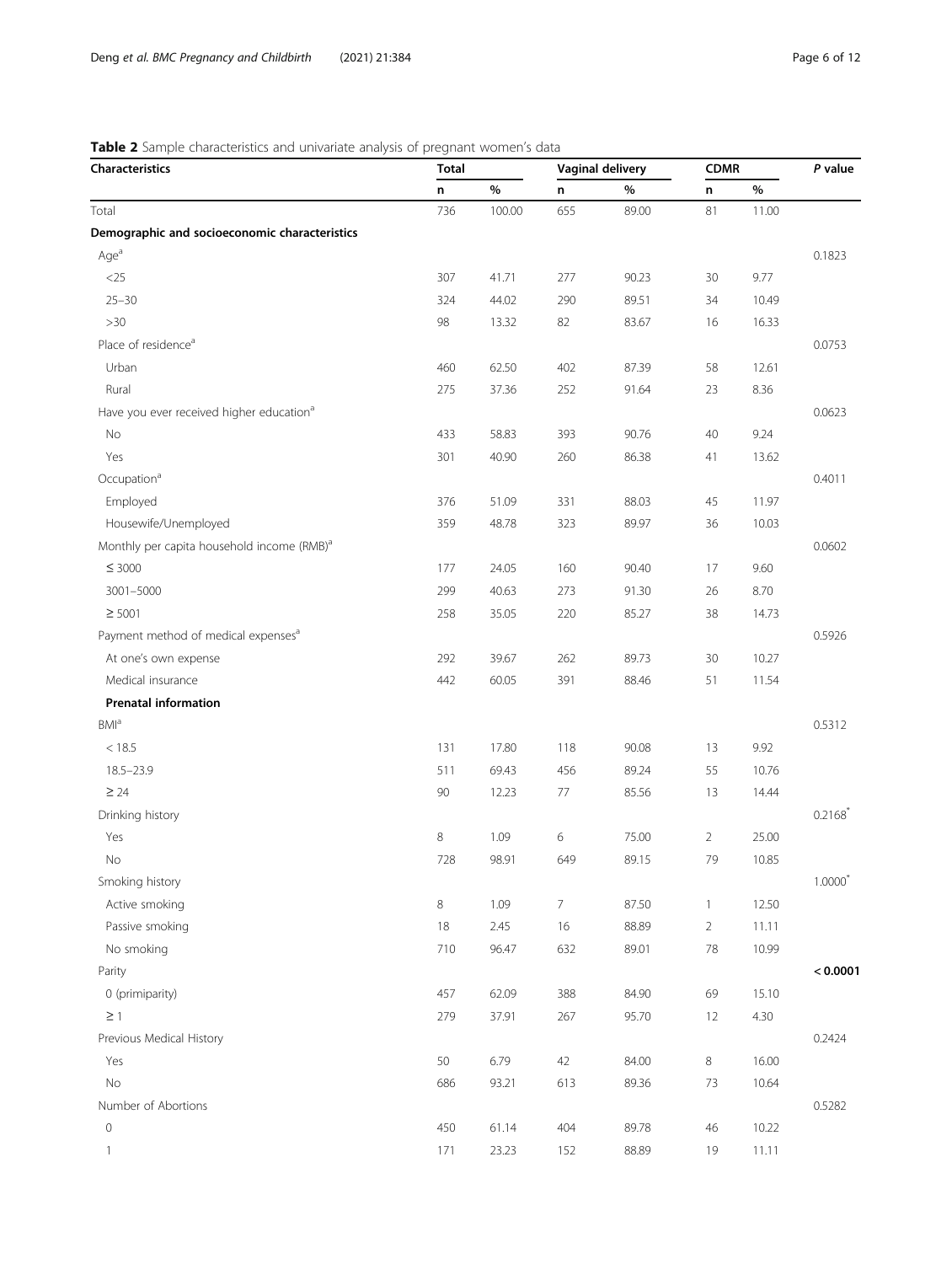**Table 2** Sample characteristics and univariate analysis of pregnant women's data

| Characteristics | Total | | Vaginal delivery | | CDMR | | *P* value |
|---|---|---|---|---|---|---|---|
| | n | % | n | % | n | % | |
| Total | 736 | 100.00 | 655 | 89.00 | 81 | 11.00 | |
| **Demographic and socioeconomic characteristics** | | | | | | | |
| Age[a] | | | | | | | 0.1823 |
| <25 | 307 | 41.71 | 277 | 90.23 | 30 | 9.77 | |
| 25–30 | 324 | 44.02 | 290 | 89.51 | 34 | 10.49 | |
| >30 | 98 | 13.32 | 82 | 83.67 | 16 | 16.33 | |
| Place of residence[a] | | | | | | | 0.0753 |
| Urban | 460 | 62.50 | 402 | 87.39 | 58 | 12.61 | |
| Rural | 275 | 37.36 | 252 | 91.64 | 23 | 8.36 | |
| Have you ever received higher education[a] | | | | | | | 0.0623 |
| No | 433 | 58.83 | 393 | 90.76 | 40 | 9.24 | |
| Yes | 301 | 40.90 | 260 | 86.38 | 41 | 13.62 | |
| Occupation[a] | | | | | | | 0.4011 |
| Employed | 376 | 51.09 | 331 | 88.03 | 45 | 11.97 | |
| Housewife/Unemployed | 359 | 48.78 | 323 | 89.97 | 36 | 10.03 | |
| Monthly per capita household income (RMB)[a] | | | | | | | 0.0602 |
| ≤ 3000 | 177 | 24.05 | 160 | 90.40 | 17 | 9.60 | |
| 3001–5000 | 299 | 40.63 | 273 | 91.30 | 26 | 8.70 | |
| ≥ 5001 | 258 | 35.05 | 220 | 85.27 | 38 | 14.73 | |
| Payment method of medical expenses[a] | | | | | | | 0.5926 |
| At one's own expense | 292 | 39.67 | 262 | 89.73 | 30 | 10.27 | |
| Medical insurance | 442 | 60.05 | 391 | 88.46 | 51 | 11.54 | |
| **Prenatal information** | | | | | | | |
| BMI[a] | | | | | | | 0.5312 |
| < 18.5 | 131 | 17.80 | 118 | 90.08 | 13 | 9.92 | |
| 18.5–23.9 | 511 | 69.43 | 456 | 89.24 | 55 | 10.76 | |
| ≥ 24 | 90 | 12.23 | 77 | 85.56 | 13 | 14.44 | |
| Drinking history | | | | | | | 0.2168* |
| Yes | 8 | 1.09 | 6 | 75.00 | 2 | 25.00 | |
| No | 728 | 98.91 | 649 | 89.15 | 79 | 10.85 | |
| Smoking history | | | | | | | 1.0000* |
| Active smoking | 8 | 1.09 | 7 | 87.50 | 1 | 12.50 | |
| Passive smoking | 18 | 2.45 | 16 | 88.89 | 2 | 11.11 | |
| No smoking | 710 | 96.47 | 632 | 89.01 | 78 | 10.99 | |
| Parity | | | | | | | **< 0.0001** |
| 0 (primiparity) | 457 | 62.09 | 388 | 84.90 | 69 | 15.10 | |
| ≥ 1 | 279 | 37.91 | 267 | 95.70 | 12 | 4.30 | |
| Previous Medical History | | | | | | | 0.2424 |
| Yes | 50 | 6.79 | 42 | 84.00 | 8 | 16.00 | |
| No | 686 | 93.21 | 613 | 89.36 | 73 | 10.64 | |
| Number of Abortions | | | | | | | 0.5282 |
| 0 | 450 | 61.14 | 404 | 89.78 | 46 | 10.22 | |
| 1 | 171 | 23.23 | 152 | 88.89 | 19 | 11.11 | |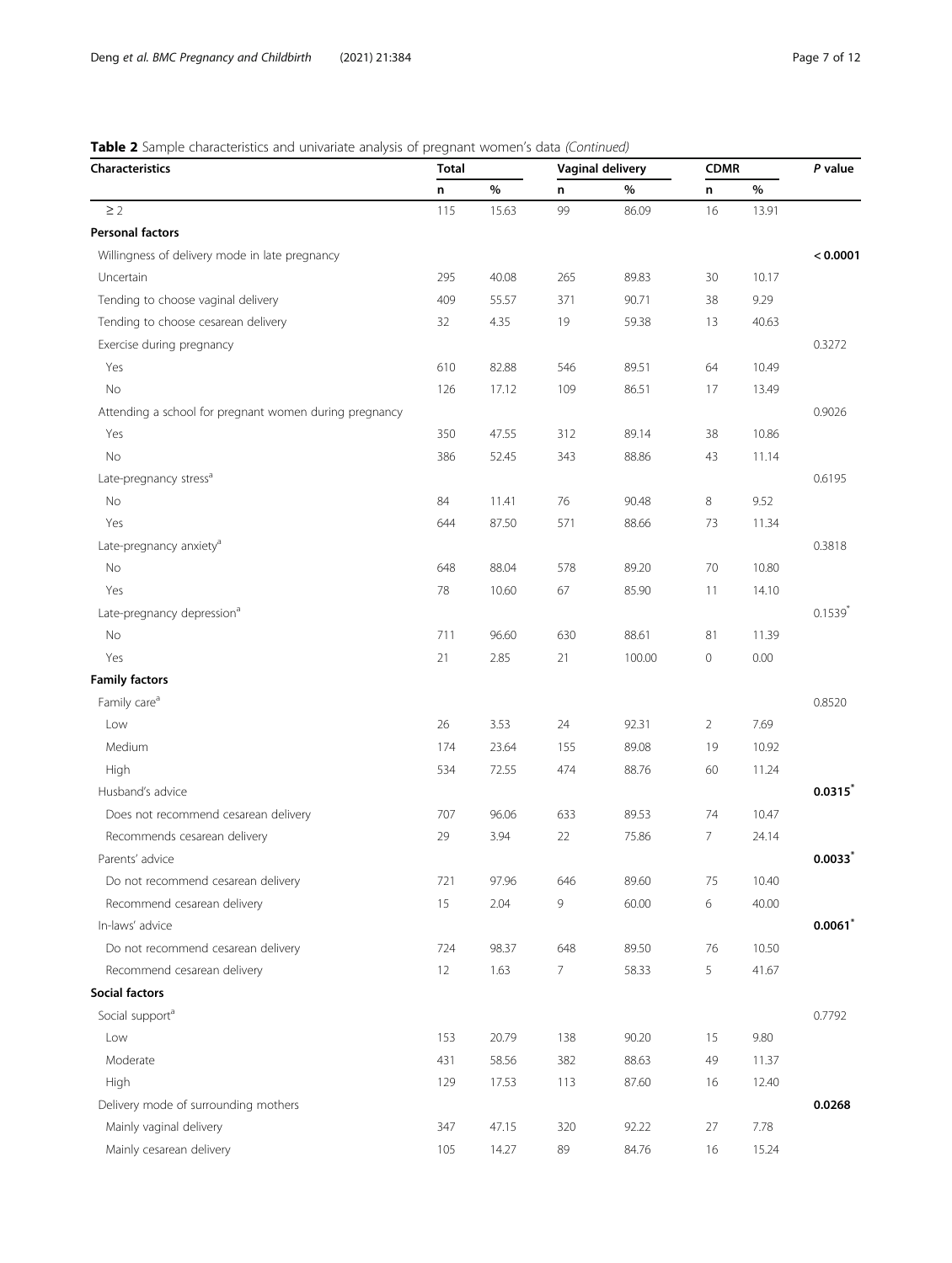**Table 2** Sample characteristics and univariate analysis of pregnant women's data *(Continued)*

| Characteristics | Total | | Vaginal delivery | | CDMR | | *P* value |
|---|---|---|---|---|---|---|---|
| | n | % | n | % | n | % | |
| ≥ 2 | 115 | 15.63 | 99 | 86.09 | 16 | 13.91 | |
| **Personal factors** | | | | | | | |
| Willingness of delivery mode in late pregnancy | | | | | | | **< 0.0001** |
| Uncertain | 295 | 40.08 | 265 | 89.83 | 30 | 10.17 | |
| Tending to choose vaginal delivery | 409 | 55.57 | 371 | 90.71 | 38 | 9.29 | |
| Tending to choose cesarean delivery | 32 | 4.35 | 19 | 59.38 | 13 | 40.63 | |
| Exercise during pregnancy | | | | | | | 0.3272 |
| Yes | 610 | 82.88 | 546 | 89.51 | 64 | 10.49 | |
| No | 126 | 17.12 | 109 | 86.51 | 17 | 13.49 | |
| Attending a school for pregnant women during pregnancy | | | | | | | 0.9026 |
| Yes | 350 | 47.55 | 312 | 89.14 | 38 | 10.86 | |
| No | 386 | 52.45 | 343 | 88.86 | 43 | 11.14 | |
| Late-pregnancy stress[a] | | | | | | | 0.6195 |
| No | 84 | 11.41 | 76 | 90.48 | 8 | 9.52 | |
| Yes | 644 | 87.50 | 571 | 88.66 | 73 | 11.34 | |
| Late-pregnancy anxiety[a] | | | | | | | 0.3818 |
| No | 648 | 88.04 | 578 | 89.20 | 70 | 10.80 | |
| Yes | 78 | 10.60 | 67 | 85.90 | 11 | 14.10 | |
| Late-pregnancy depression[a] | | | | | | | 0.1539* |
| No | 711 | 96.60 | 630 | 88.61 | 81 | 11.39 | |
| Yes | 21 | 2.85 | 21 | 100.00 | 0 | 0.00 | |
| **Family factors** | | | | | | | |
| Family care[a] | | | | | | | 0.8520 |
| Low | 26 | 3.53 | 24 | 92.31 | 2 | 7.69 | |
| Medium | 174 | 23.64 | 155 | 89.08 | 19 | 10.92 | |
| High | 534 | 72.55 | 474 | 88.76 | 60 | 11.24 | |
| Husband's advice | | | | | | | **0.0315*** |
| Does not recommend cesarean delivery | 707 | 96.06 | 633 | 89.53 | 74 | 10.47 | |
| Recommends cesarean delivery | 29 | 3.94 | 22 | 75.86 | 7 | 24.14 | |
| Parents' advice | | | | | | | **0.0033*** |
| Do not recommend cesarean delivery | 721 | 97.96 | 646 | 89.60 | 75 | 10.40 | |
| Recommend cesarean delivery | 15 | 2.04 | 9 | 60.00 | 6 | 40.00 | |
| In-laws' advice | | | | | | | **0.0061*** |
| Do not recommend cesarean delivery | 724 | 98.37 | 648 | 89.50 | 76 | 10.50 | |
| Recommend cesarean delivery | 12 | 1.63 | 7 | 58.33 | 5 | 41.67 | |
| **Social factors** | | | | | | | |
| Social support[a] | | | | | | | 0.7792 |
| Low | 153 | 20.79 | 138 | 90.20 | 15 | 9.80 | |
| Moderate | 431 | 58.56 | 382 | 88.63 | 49 | 11.37 | |
| High | 129 | 17.53 | 113 | 87.60 | 16 | 12.40 | |
| Delivery mode of surrounding mothers | | | | | | | **0.0268** |
| Mainly vaginal delivery | 347 | 47.15 | 320 | 92.22 | 27 | 7.78 | |
| Mainly cesarean delivery | 105 | 14.27 | 89 | 84.76 | 16 | 15.24 | |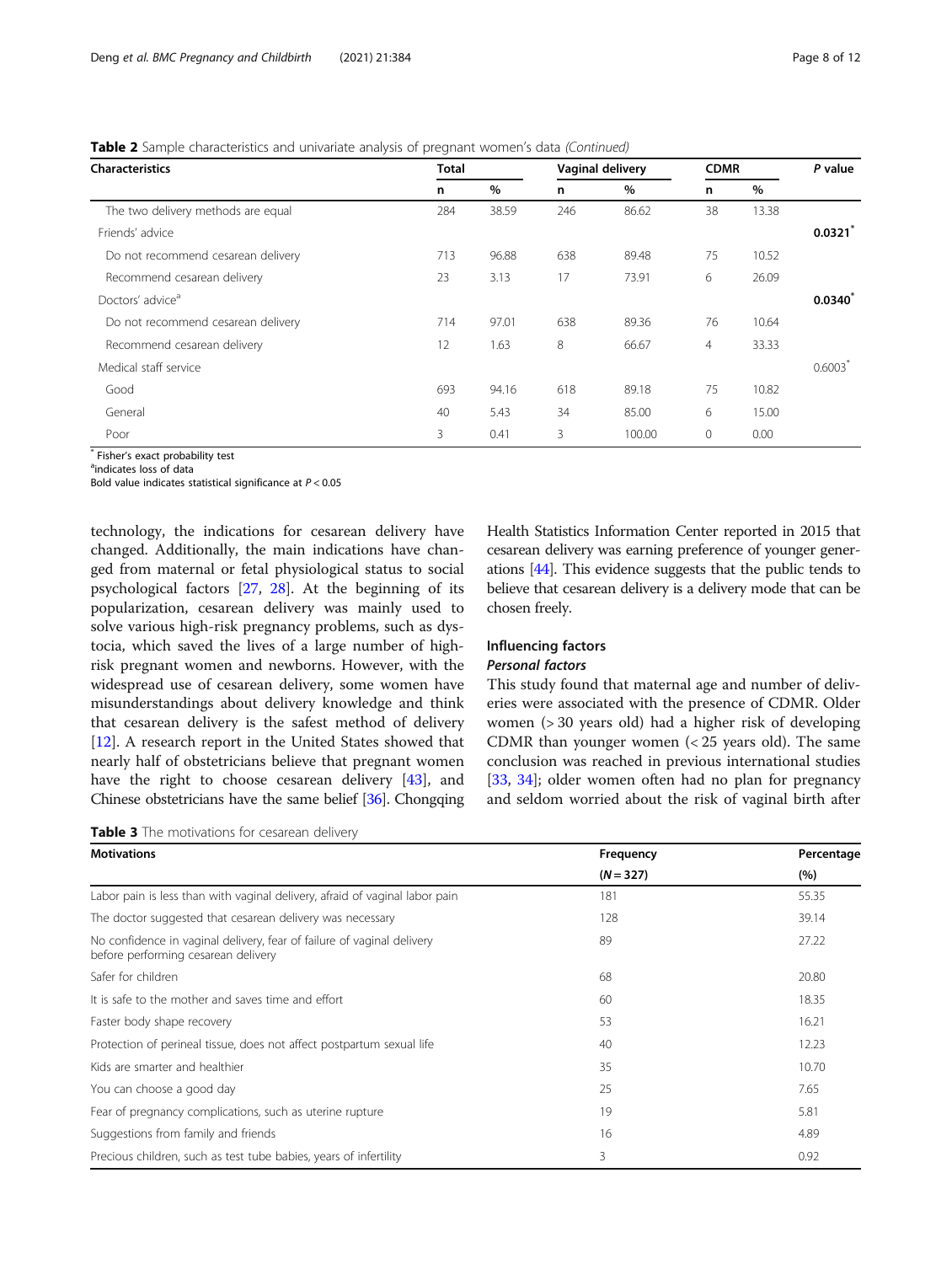**Table 2** Sample characteristics and univariate analysis of pregnant women's data *(Continued)*

| Characteristics | Total | | Vaginal delivery | | CDMR | | *P* value |
|---|---|---|---|---|---|---|---|
| | n | % | n | % | n | % | |
| The two delivery methods are equal | 284 | 38.59 | 246 | 86.62 | 38 | 13.38 | |
| Friends' advice | | | | | | | **0.0321*** |
| Do not recommend cesarean delivery | 713 | 96.88 | 638 | 89.48 | 75 | 10.52 | |
| Recommend cesarean delivery | 23 | 3.13 | 17 | 73.91 | 6 | 26.09 | |
| Doctors' advice[a] | | | | | | | **0.0340*** |
| Do not recommend cesarean delivery | 714 | 97.01 | 638 | 89.36 | 76 | 10.64 | |
| Recommend cesarean delivery | 12 | 1.63 | 8 | 66.67 | 4 | 33.33 | |
| Medical staff service | | | | | | | 0.6003* |
| Good | 693 | 94.16 | 618 | 89.18 | 75 | 10.82 | |
| General | 40 | 5.43 | 34 | 85.00 | 6 | 15.00 | |
| Poor | 3 | 0.41 | 3 | 100.00 | 0 | 0.00 | |

* Fisher's exact probability test

[a]indicates loss of data

Bold value indicates statistical significance at $P < 0.05$

technology, the indications for cesarean delivery have changed. Additionally, the main indications have changed from maternal or fetal physiological status to social psychological factors [27, 28]. At the beginning of its popularization, cesarean delivery was mainly used to solve various high-risk pregnancy problems, such as dystocia, which saved the lives of a large number of high-risk pregnant women and newborns. However, with the widespread use of cesarean delivery, some women have misunderstandings about delivery knowledge and think that cesarean delivery is the safest method of delivery [12]. A research report in the United States showed that nearly half of obstetricians believe that pregnant women have the right to choose cesarean delivery [43], and Chinese obstetricians have the same belief [36]. Chongqing Health Statistics Information Center reported in 2015 that cesarean delivery was earning preference of younger generations [44]. This evidence suggests that the public tends to believe that cesarean delivery is a delivery mode that can be chosen freely.

## Influencing factors

### *Personal factors*

This study found that maternal age and number of deliveries were associated with the presence of CDMR. Older women (> 30 years old) had a higher risk of developing CDMR than younger women (< 25 years old). The same conclusion was reached in previous international studies [33, 34]; older women often had no plan for pregnancy and seldom worried about the risk of vaginal birth after

**Table 3** The motivations for cesarean delivery

| Motivations | Frequency | Percentage |
|---|---|---|
| | (*N* = 327) | (%) |
| Labor pain is less than with vaginal delivery, afraid of vaginal labor pain | 181 | 55.35 |
| The doctor suggested that cesarean delivery was necessary | 128 | 39.14 |
| No confidence in vaginal delivery, fear of failure of vaginal delivery before performing cesarean delivery | 89 | 27.22 |
| Safer for children | 68 | 20.80 |
| It is safe to the mother and saves time and effort | 60 | 18.35 |
| Faster body shape recovery | 53 | 16.21 |
| Protection of perineal tissue, does not affect postpartum sexual life | 40 | 12.23 |
| Kids are smarter and healthier | 35 | 10.70 |
| You can choose a good day | 25 | 7.65 |
| Fear of pregnancy complications, such as uterine rupture | 19 | 5.81 |
| Suggestions from family and friends | 16 | 4.89 |
| Precious children, such as test tube babies, years of infertility | 3 | 0.92 |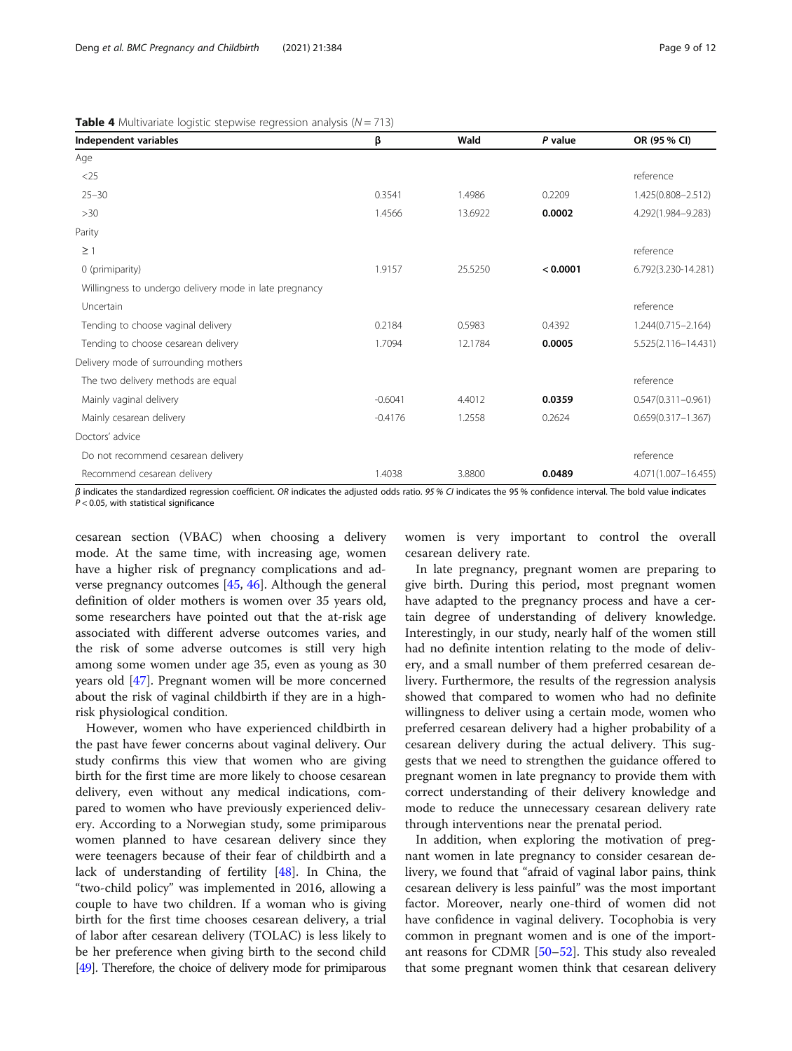**Table 4** Multivariate logistic stepwise regression analysis ($N = 713$)

| Independent variables | β | Wald | *P* value | OR (95 % CI) |
|---|---|---|---|---|
| Age | | | | |
| <25 | | | | reference |
| 25–30 | 0.3541 | 1.4986 | 0.2209 | 1.425(0.808–2.512) |
| >30 | 1.4566 | 13.6922 | **0.0002** | 4.292(1.984–9.283) |
| Parity | | | | |
| ≥ 1 | | | | reference |
| 0 (primiparity) | 1.9157 | 25.5250 | **< 0.0001** | 6.792(3.230-14.281) |
| Willingness to undergo delivery mode in late pregnancy | | | | |
| Uncertain | | | | reference |
| Tending to choose vaginal delivery | 0.2184 | 0.5983 | 0.4392 | 1.244(0.715–2.164) |
| Tending to choose cesarean delivery | 1.7094 | 12.1784 | **0.0005** | 5.525(2.116–14.431) |
| Delivery mode of surrounding mothers | | | | |
| The two delivery methods are equal | | | | reference |
| Mainly vaginal delivery | -0.6041 | 4.4012 | **0.0359** | 0.547(0.311–0.961) |
| Mainly cesarean delivery | -0.4176 | 1.2558 | 0.2624 | 0.659(0.317–1.367) |
| Doctors' advice | | | | |
| Do not recommend cesarean delivery | | | | reference |
| Recommend cesarean delivery | 1.4038 | 3.8800 | **0.0489** | 4.071(1.007–16.455) |

*β* indicates the standardized regression coefficient. *OR* indicates the adjusted odds ratio. *95 % CI* indicates the 95 % confidence interval. The bold value indicates $P < 0.05$, with statistical significance

cesarean section (VBAC) when choosing a delivery mode. At the same time, with increasing age, women have a higher risk of pregnancy complications and adverse pregnancy outcomes [45, 46]. Although the general definition of older mothers is women over 35 years old, some researchers have pointed out that the at-risk age associated with different adverse outcomes varies, and the risk of some adverse outcomes is still very high among some women under age 35, even as young as 30 years old [47]. Pregnant women will be more concerned about the risk of vaginal childbirth if they are in a high-risk physiological condition.

However, women who have experienced childbirth in the past have fewer concerns about vaginal delivery. Our study confirms this view that women who are giving birth for the first time are more likely to choose cesarean delivery, even without any medical indications, compared to women who have previously experienced delivery. According to a Norwegian study, some primiparous women planned to have cesarean delivery since they were teenagers because of their fear of childbirth and a lack of understanding of fertility [48]. In China, the "two-child policy" was implemented in 2016, allowing a couple to have two children. If a woman who is giving birth for the first time chooses cesarean delivery, a trial of labor after cesarean delivery (TOLAC) is less likely to be her preference when giving birth to the second child [49]. Therefore, the choice of delivery mode for primiparous women is very important to control the overall cesarean delivery rate.

In late pregnancy, pregnant women are preparing to give birth. During this period, most pregnant women have adapted to the pregnancy process and have a certain degree of understanding of delivery knowledge. Interestingly, in our study, nearly half of the women still had no definite intention relating to the mode of delivery, and a small number of them preferred cesarean delivery. Furthermore, the results of the regression analysis showed that compared to women who had no definite willingness to deliver using a certain mode, women who preferred cesarean delivery had a higher probability of a cesarean delivery during the actual delivery. This suggests that we need to strengthen the guidance offered to pregnant women in late pregnancy to provide them with correct understanding of their delivery knowledge and mode to reduce the unnecessary cesarean delivery rate through interventions near the prenatal period.

In addition, when exploring the motivation of pregnant women in late pregnancy to consider cesarean delivery, we found that "afraid of vaginal labor pains, think cesarean delivery is less painful" was the most important factor. Moreover, nearly one-third of women did not have confidence in vaginal delivery. Tocophobia is very common in pregnant women and is one of the important reasons for CDMR [50–52]. This study also revealed that some pregnant women think that cesarean delivery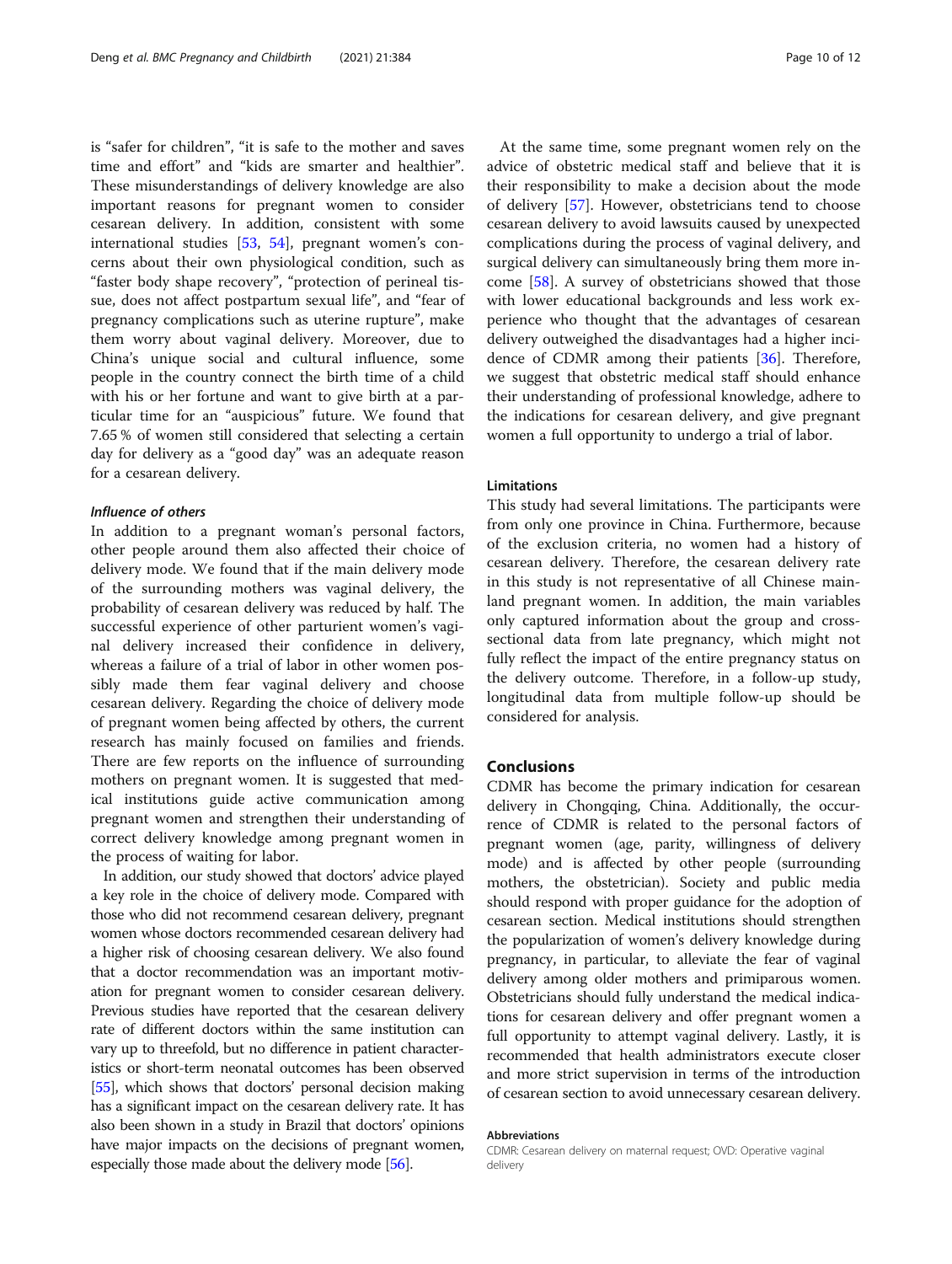is "safer for children", "it is safe to the mother and saves time and effort" and "kids are smarter and healthier". These misunderstandings of delivery knowledge are also important reasons for pregnant women to consider cesarean delivery. In addition, consistent with some international studies [53, 54], pregnant women's concerns about their own physiological condition, such as "faster body shape recovery", "protection of perineal tissue, does not affect postpartum sexual life", and "fear of pregnancy complications such as uterine rupture", make them worry about vaginal delivery. Moreover, due to China's unique social and cultural influence, some people in the country connect the birth time of a child with his or her fortune and want to give birth at a particular time for an "auspicious" future. We found that 7.65 % of women still considered that selecting a certain day for delivery as a "good day" was an adequate reason for a cesarean delivery.

#### *Influence of others*

In addition to a pregnant woman's personal factors, other people around them also affected their choice of delivery mode. We found that if the main delivery mode of the surrounding mothers was vaginal delivery, the probability of cesarean delivery was reduced by half. The successful experience of other parturient women's vaginal delivery increased their confidence in delivery, whereas a failure of a trial of labor in other women possibly made them fear vaginal delivery and choose cesarean delivery. Regarding the choice of delivery mode of pregnant women being affected by others, the current research has mainly focused on families and friends. There are few reports on the influence of surrounding mothers on pregnant women. It is suggested that medical institutions guide active communication among pregnant women and strengthen their understanding of correct delivery knowledge among pregnant women in the process of waiting for labor.

In addition, our study showed that doctors' advice played a key role in the choice of delivery mode. Compared with those who did not recommend cesarean delivery, pregnant women whose doctors recommended cesarean delivery had a higher risk of choosing cesarean delivery. We also found that a doctor recommendation was an important motivation for pregnant women to consider cesarean delivery. Previous studies have reported that the cesarean delivery rate of different doctors within the same institution can vary up to threefold, but no difference in patient characteristics or short-term neonatal outcomes has been observed [55], which shows that doctors' personal decision making has a significant impact on the cesarean delivery rate. It has also been shown in a study in Brazil that doctors' opinions have major impacts on the decisions of pregnant women, especially those made about the delivery mode [56].

At the same time, some pregnant women rely on the advice of obstetric medical staff and believe that it is their responsibility to make a decision about the mode of delivery [57]. However, obstetricians tend to choose cesarean delivery to avoid lawsuits caused by unexpected complications during the process of vaginal delivery, and surgical delivery can simultaneously bring them more income [58]. A survey of obstetricians showed that those with lower educational backgrounds and less work experience who thought that the advantages of cesarean delivery outweighed the disadvantages had a higher incidence of CDMR among their patients [36]. Therefore, we suggest that obstetric medical staff should enhance their understanding of professional knowledge, adhere to the indications for cesarean delivery, and give pregnant women a full opportunity to undergo a trial of labor.

### Limitations

This study had several limitations. The participants were from only one province in China. Furthermore, because of the exclusion criteria, no women had a history of cesarean delivery. Therefore, the cesarean delivery rate in this study is not representative of all Chinese mainland pregnant women. In addition, the main variables only captured information about the group and cross-sectional data from late pregnancy, which might not fully reflect the impact of the entire pregnancy status on the delivery outcome. Therefore, in a follow-up study, longitudinal data from multiple follow-up should be considered for analysis.

## Conclusions

CDMR has become the primary indication for cesarean delivery in Chongqing, China. Additionally, the occurrence of CDMR is related to the personal factors of pregnant women (age, parity, willingness of delivery mode) and is affected by other people (surrounding mothers, the obstetrician). Society and public media should respond with proper guidance for the adoption of cesarean section. Medical institutions should strengthen the popularization of women's delivery knowledge during pregnancy, in particular, to alleviate the fear of vaginal delivery among older mothers and primiparous women. Obstetricians should fully understand the medical indications for cesarean delivery and offer pregnant women a full opportunity to attempt vaginal delivery. Lastly, it is recommended that health administrators execute closer and more strict supervision in terms of the introduction of cesarean section to avoid unnecessary cesarean delivery.

#### Abbreviations

CDMR: Cesarean delivery on maternal request; OVD: Operative vaginal delivery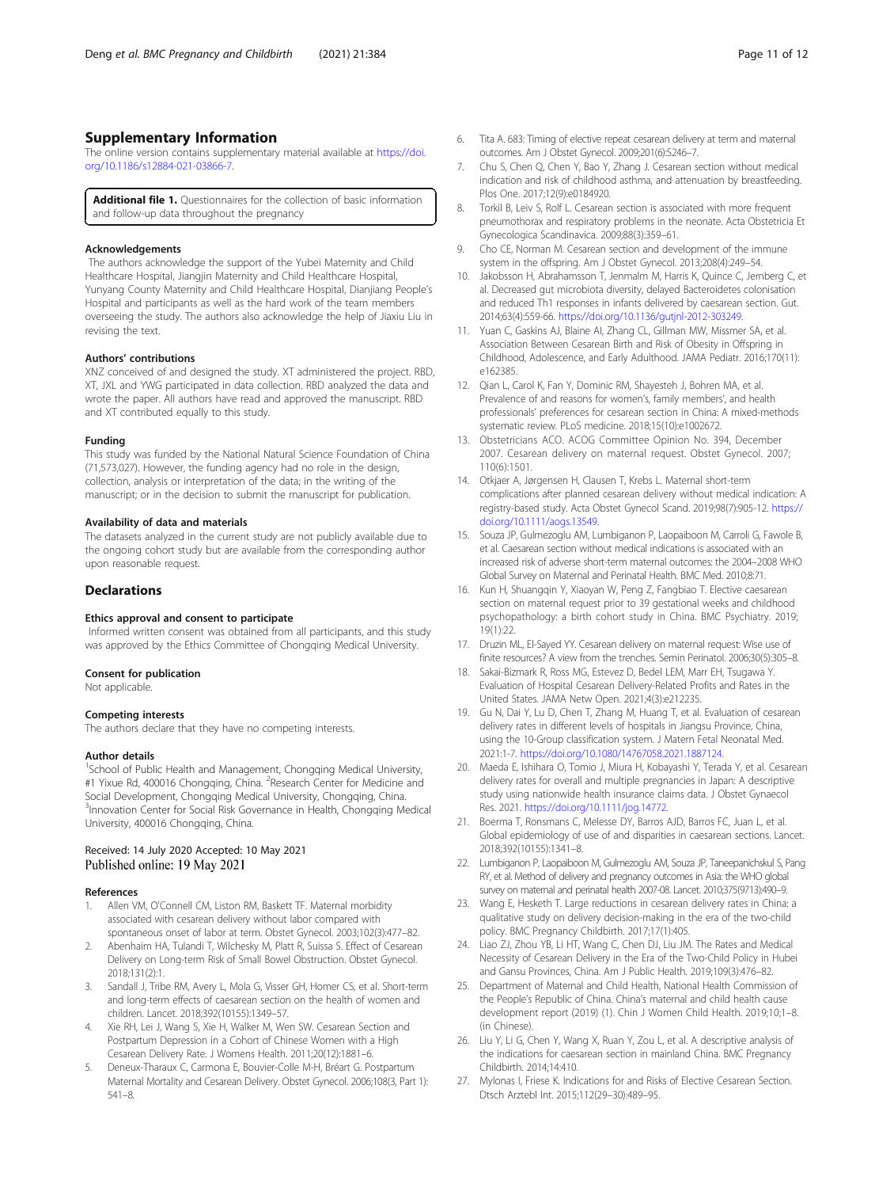## Supplementary Information

The online version contains supplementary material available at https://doi.org/10.1186/s12884-021-03866-7.

**Additional file 1.** Questionnaires for the collection of basic information and follow-up data throughout the pregnancy

### Acknowledgements

The authors acknowledge the support of the Yubei Maternity and Child Healthcare Hospital, Jiangjin Maternity and Child Healthcare Hospital, Yunyang County Maternity and Child Healthcare Hospital, Dianjiang People's Hospital and participants as well as the hard work of the team members overseeing the study. The authors also acknowledge the help of Jiaxiu Liu in revising the text.

### Authors' contributions

XNZ conceived of and designed the study. XT administered the project. RBD, XT, JXL and YWG participated in data collection. RBD analyzed the data and wrote the paper. All authors have read and approved the manuscript. RBD and XT contributed equally to this study.

### Funding

This study was funded by the National Natural Science Foundation of China (71,573,027). However, the funding agency had no role in the design, collection, analysis or interpretation of the data; in the writing of the manuscript; or in the decision to submit the manuscript for publication.

### Availability of data and materials

The datasets analyzed in the current study are not publicly available due to the ongoing cohort study but are available from the corresponding author upon reasonable request.

## Declarations

### Ethics approval and consent to participate

Informed written consent was obtained from all participants, and this study was approved by the Ethics Committee of Chongqing Medical University.

### Consent for publication

Not applicable.

### Competing interests

The authors declare that they have no competing interests.

### Author details

[1]School of Public Health and Management, Chongqing Medical University, #1 Yixue Rd, 400016 Chongqing, China. [2]Research Center for Medicine and Social Development, Chongqing Medical University, Chongqing, China. [3]Innovation Center for Social Risk Governance in Health, Chongqing Medical University, 400016 Chongqing, China.

Received: 14 July 2020 Accepted: 10 May 2021
Published online: 19 May 2021

### References

1. Allen VM, O'Connell CM, Liston RM, Baskett TF. Maternal morbidity associated with cesarean delivery without labor compared with spontaneous onset of labor at term. Obstet Gynecol. 2003;102(3):477–82.
2. Abenhaim HA, Tulandi T, Wilchesky M, Platt R, Suissa S. Effect of Cesarean Delivery on Long-term Risk of Small Bowel Obstruction. Obstet Gynecol. 2018;131(2):1.
3. Sandall J, Tribe RM, Avery L, Mola G, Visser GH, Homer CS, et al. Short-term and long-term effects of caesarean section on the health of women and children. Lancet. 2018;392(10155):1349–57.
4. Xie RH, Lei J, Wang S, Xie H, Walker M, Wen SW. Cesarean Section and Postpartum Depression in a Cohort of Chinese Women with a High Cesarean Delivery Rate. J Womens Health. 2011;20(12):1881–6.
5. Deneux-Tharaux C, Carmona E, Bouvier-Colle M-H, Bréart G. Postpartum Maternal Mortality and Cesarean Delivery. Obstet Gynecol. 2006;108(3, Part 1): 541–8.
6. Tita A. 683: Timing of elective repeat cesarean delivery at term and maternal outcomes. Am J Obstet Gynecol. 2009;201(6):S246–7.
7. Chu S, Chen Q, Chen Y, Bao Y, Zhang J. Cesarean section without medical indication and risk of childhood asthma, and attenuation by breastfeeding. Plos One. 2017;12(9):e0184920.
8. Torkil B, Leiv S, Rolf L. Cesarean section is associated with more frequent pneumothorax and respiratory problems in the neonate. Acta Obstetricia Et Gynecologica Scandinavica. 2009;88(3):359–61.
9. Cho CE, Norman M. Cesarean section and development of the immune system in the offspring. Am J Obstet Gynecol. 2013;208(4):249–54.
10. Jakobsson H, Abrahamsson T, Jenmalm M, Harris K, Quince C, Jernberg C, et al. Decreased gut microbiota diversity, delayed Bacteroidetes colonisation and reduced Th1 responses in infants delivered by caesarean section. Gut. 2014;63(4):559-66. https://doi.org/10.1136/gutjnl-2012-303249.
11. Yuan C, Gaskins AJ, Blaine AI, Zhang CL, Gillman MW, Missmer SA, et al. Association Between Cesarean Birth and Risk of Obesity in Offspring in Childhood, Adolescence, and Early Adulthood. JAMA Pediatr. 2016;170(11): e162385.
12. Qian L, Carol K, Fan Y, Dominic RM, Shayesteh J, Bohren MA, et al. Prevalence of and reasons for women's, family members', and health professionals' preferences for cesarean section in China: A mixed-methods systematic review. PLoS medicine. 2018;15(10):e1002672.
13. Obstetricians ACO. ACOG Committee Opinion No. 394, December 2007. Cesarean delivery on maternal request. Obstet Gynecol. 2007; 110(6):1501.
14. Otkjaer A, Jørgensen H, Clausen T, Krebs L. Maternal short-term complications after planned cesarean delivery without medical indication: A registry-based study. Acta Obstet Gynecol Scand. 2019;98(7):905-12. https://doi.org/10.1111/aogs.13549.
15. Souza JP, Gulmezoglu AM, Lumbiganon P, Laopaiboon M, Carroli G, Fawole B, et al. Caesarean section without medical indications is associated with an increased risk of adverse short-term maternal outcomes: the 2004–2008 WHO Global Survey on Maternal and Perinatal Health. BMC Med. 2010;8:71.
16. Kun H, Shuangqin Y, Xiaoyan W, Peng Z, Fangbiao T. Elective caesarean section on maternal request prior to 39 gestational weeks and childhood psychopathology: a birth cohort study in China. BMC Psychiatry. 2019; 19(1):22.
17. Druzin ML, El-Sayed YY. Cesarean delivery on maternal request: Wise use of finite resources? A view from the trenches. Semin Perinatol. 2006;30(5):305–8.
18. Sakai-Bizmark R, Ross MG, Estevez D, Bedel LEM, Marr EH, Tsugawa Y. Evaluation of Hospital Cesarean Delivery-Related Profits and Rates in the United States. JAMA Netw Open. 2021;4(3):e212235.
19. Gu N, Dai Y, Lu D, Chen T, Zhang M, Huang T, et al. Evaluation of cesarean delivery rates in different levels of hospitals in Jiangsu Province, China, using the 10-Group classification system. J Matern Fetal Neonatal Med. 2021:1-7. https://doi.org/10.1080/14767058.2021.1887124.
20. Maeda E, Ishihara O, Tomio J, Miura H, Kobayashi Y, Terada Y, et al. Cesarean delivery rates for overall and multiple pregnancies in Japan: A descriptive study using nationwide health insurance claims data. J Obstet Gynaecol Res. 2021. https://doi.org/10.1111/jog.14772.
21. Boerma T, Ronsmans C, Melesse DY, Barros AJD, Barros FC, Juan L, et al. Global epidemiology of use of and disparities in caesarean sections. Lancet. 2018;392(10155):1341–8.
22. Lumbiganon P, Laopaiboon M, Gulmezoglu AM, Souza JP, Taneepanichskul S, Pang RY, et al. Method of delivery and pregnancy outcomes in Asia: the WHO global survey on maternal and perinatal health 2007-08. Lancet. 2010;375(9713):490–9.
23. Wang E, Hesketh T. Large reductions in cesarean delivery rates in China: a qualitative study on delivery decision-making in the era of the two-child policy. BMC Pregnancy Childbirth. 2017;17(1):405.
24. Liao ZJ, Zhou YB, Li HT, Wang C, Chen DJ, Liu JM. The Rates and Medical Necessity of Cesarean Delivery in the Era of the Two-Child Policy in Hubei and Gansu Provinces, China. Am J Public Health. 2019;109(3):476–82.
25. Department of Maternal and Child Health, National Health Commission of the People's Republic of China. China's maternal and child health cause development report (2019) (1). Chin J Women Child Health. 2019;10;1–8. (in Chinese).
26. Liu Y, Li G, Chen Y, Wang X, Ruan Y, Zou L, et al. A descriptive analysis of the indications for caesarean section in mainland China. BMC Pregnancy Childbirth. 2014;14:410.
27. Mylonas I, Friese K. Indications for and Risks of Elective Cesarean Section. Dtsch Arztebl Int. 2015;112(29–30):489–95.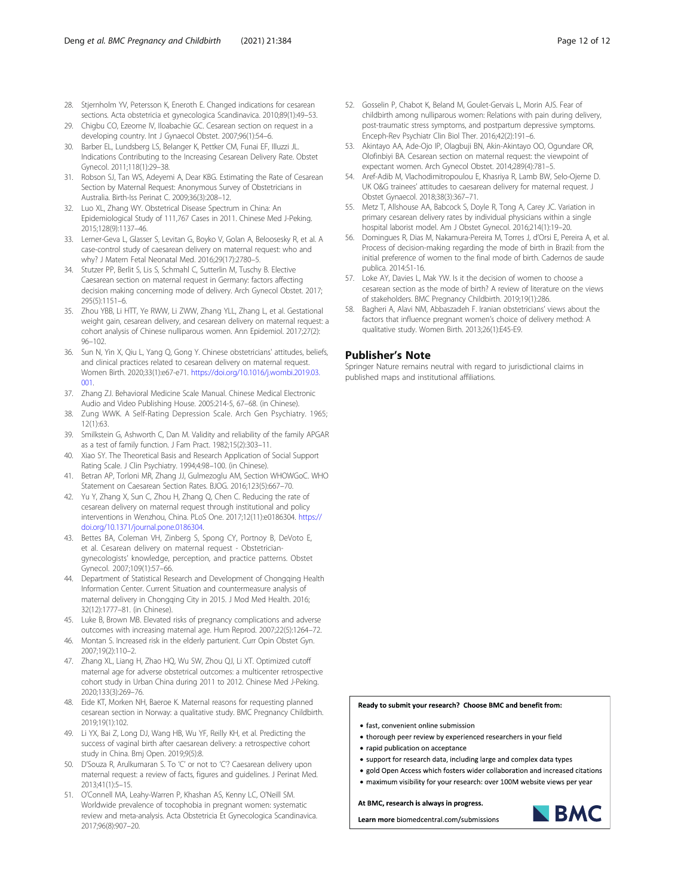28. Stjernholm YV, Petersson K, Eneroth E. Changed indications for cesarean sections. Acta obstetricia et gynecologica Scandinavica. 2010;89(1):49–53.
29. Chigbu CO, Ezeome IV, Iloabachie GC. Cesarean section on request in a developing country. Int J Gynaecol Obstet. 2007;96(1):54–6.
30. Barber EL, Lundsberg LS, Belanger K, Pettker CM, Funai EF, Illuzzi JL. Indications Contributing to the Increasing Cesarean Delivery Rate. Obstet Gynecol. 2011;118(1):29–38.
31. Robson SJ, Tan WS, Adeyemi A, Dear KBG. Estimating the Rate of Cesarean Section by Maternal Request: Anonymous Survey of Obstetricians in Australia. Birth-Iss Perinat C. 2009;36(3):208–12.
32. Luo XL, Zhang WY. Obstetrical Disease Spectrum in China: An Epidemiological Study of 111,767 Cases in 2011. Chinese Med J-Peking. 2015;128(9):1137–46.
33. Lerner-Geva L, Glasser S, Levitan G, Boyko V, Golan A, Beloosesky R, et al. A case-control study of caesarean delivery on maternal request: who and why? J Matern Fetal Neonatal Med. 2016;29(17):2780–5.
34. Stutzer PP, Berlit S, Lis S, Schmahl C, Sutterlin M, Tuschy B. Elective Caesarean section on maternal request in Germany: factors affecting decision making concerning mode of delivery. Arch Gynecol Obstet. 2017; 295(5):1151–6.
35. Zhou YBB, Li HTT, Ye RWW, Li ZWW, Zhang YLL, Zhang L, et al. Gestational weight gain, cesarean delivery, and cesarean delivery on maternal request: a cohort analysis of Chinese nulliparous women. Ann Epidemiol. 2017;27(2): 96–102.
36. Sun N, Yin X, Qiu L, Yang Q, Gong Y. Chinese obstetricians' attitudes, beliefs, and clinical practices related to cesarean delivery on maternal request. Women Birth. 2020;33(1):e67-e71. https://doi.org/10.1016/j.wombi.2019.03.001.
37. Zhang ZJ. Behavioral Medicine Scale Manual. Chinese Medical Electronic Audio and Video Publishing House. 2005:214-5, 67–68. (in Chinese).
38. Zung WWK. A Self-Rating Depression Scale. Arch Gen Psychiatry. 1965; 12(1):63.
39. Smilkstein G, Ashworth C, Dan M. Validity and reliability of the family APGAR as a test of family function. J Fam Pract. 1982;15(2):303–11.
40. Xiao SY. The Theoretical Basis and Research Application of Social Support Rating Scale. J Clin Psychiatry. 1994;4:98–100. (in Chinese).
41. Betran AP, Torloni MR, Zhang JJ, Gulmezoglu AM, Section WHOWGoC. WHO Statement on Caesarean Section Rates. BJOG. 2016;123(5):667–70.
42. Yu Y, Zhang X, Sun C, Zhou H, Zhang Q, Chen C. Reducing the rate of cesarean delivery on maternal request through institutional and policy interventions in Wenzhou, China. PLoS One. 2017;12(11):e0186304. https://doi.org/10.1371/journal.pone.0186304.
43. Bettes BA, Coleman VH, Zinberg S, Spong CY, Portnoy B, DeVoto E, et al. Cesarean delivery on maternal request - Obstetrician-gynecologists' knowledge, perception, and practice patterns. Obstet Gynecol. 2007;109(1):57–66.
44. Department of Statistical Research and Development of Chongqing Health Information Center. Current Situation and countermeasure analysis of maternal delivery in Chongqing City in 2015. J Mod Med Health. 2016; 32(12):1777–81. (in Chinese).
45. Luke B, Brown MB. Elevated risks of pregnancy complications and adverse outcomes with increasing maternal age. Hum Reprod. 2007;22(5):1264–72.
46. Montan S. Increased risk in the elderly parturient. Curr Opin Obstet Gyn. 2007;19(2):110–2.
47. Zhang XL, Liang H, Zhao HQ, Wu SW, Zhou QJ, Li XT. Optimized cutoff maternal age for adverse obstetrical outcomes: a multicenter retrospective cohort study in Urban China during 2011 to 2012. Chinese Med J-Peking. 2020;133(3):269–76.
48. Eide KT, Morken NH, Baeroe K. Maternal reasons for requesting planned cesarean section in Norway: a qualitative study. BMC Pregnancy Childbirth. 2019;19(1):102.
49. Li YX, Bai Z, Long DJ, Wang HB, Wu YF, Reilly KH, et al. Predicting the success of vaginal birth after caesarean delivery: a retrospective cohort study in China. Bmj Open. 2019;9(5):8.
50. D'Souza R, Arulkumaran S. To 'C' or not to 'C'? Caesarean delivery upon maternal request: a review of facts, figures and guidelines. J Perinat Med. 2013;41(1):5–15.
51. O'Connell MA, Leahy-Warren P, Khashan AS, Kenny LC, O'Neill SM. Worldwide prevalence of tocophobia in pregnant women: systematic review and meta-analysis. Acta Obstetricia Et Gynecologica Scandinavica. 2017;96(8):907–20.
52. Gosselin P, Chabot K, Beland M, Goulet-Gervais L, Morin AJS. Fear of childbirth among nulliparous women: Relations with pain during delivery, post-traumatic stress symptoms, and postpartum depressive symptoms. Enceph-Rev Psychiatr Clin Biol Ther. 2016;42(2):191–6.
53. Akintayo AA, Ade-Ojo IP, Olagbuji BN, Akin-Akintayo OO, Ogundare OR, Olofinbiyi BA. Cesarean section on maternal request: the viewpoint of expectant women. Arch Gynecol Obstet. 2014;289(4):781–5.
54. Aref-Adib M, Vlachodimitropoulou E, Khasriya R, Lamb BW, Selo-Ojeme D. UK O&G trainees' attitudes to caesarean delivery for maternal request. J Obstet Gynaecol. 2018;38(3):367–71.
55. Metz T, Allshouse AA, Babcock S, Doyle R, Tong A, Carey JC. Variation in primary cesarean delivery rates by individual physicians within a single hospital laborist model. Am J Obstet Gynecol. 2016;214(1):19–20.
56. Domingues R, Dias M, Nakamura-Pereira M, Torres J, d'Orsi E, Pereira A, et al. Process of decision-making regarding the mode of birth in Brazil: from the initial preference of women to the final mode of birth. Cadernos de saude publica. 2014:S1-16.
57. Loke AY, Davies L, Mak YW. Is it the decision of women to choose a cesarean section as the mode of birth? A review of literature on the views of stakeholders. BMC Pregnancy Childbirth. 2019;19(1):286.
58. Bagheri A, Alavi NM, Abbaszadeh F. Iranian obstetricians' views about the factors that influence pregnant women's choice of delivery method: A qualitative study. Women Birth. 2013;26(1):E45-E9.

## Publisher's Note

Springer Nature remains neutral with regard to jurisdictional claims in published maps and institutional affiliations.

**Ready to submit your research? Choose BMC and benefit from:**

- fast, convenient online submission
- thorough peer review by experienced researchers in your field
- rapid publication on acceptance
- support for research data, including large and complex data types
- gold Open Access which fosters wider collaboration and increased citations
- maximum visibility for your research: over 100M website views per year

**At BMC, research is always in progress.**

**Learn more** biomedcentral.com/submissions